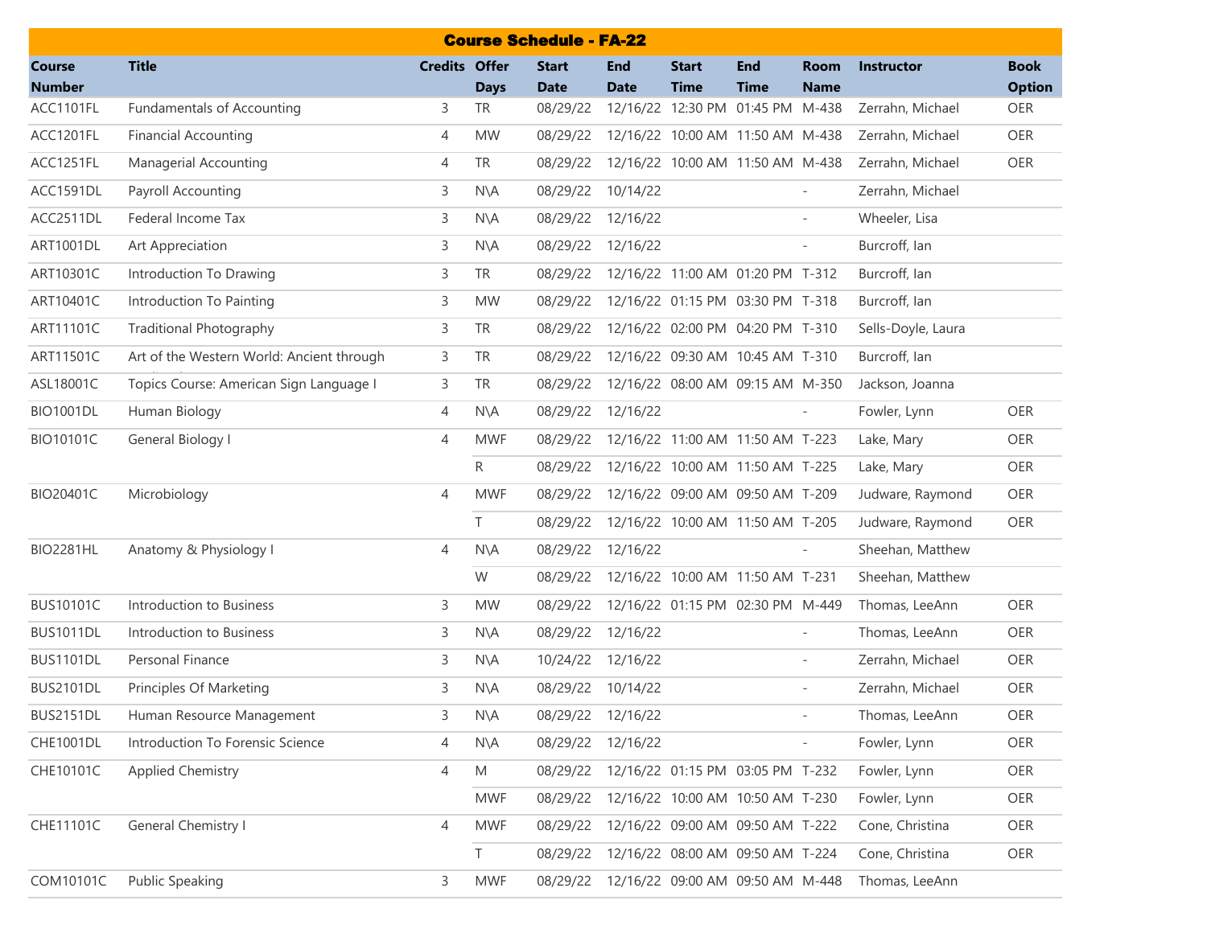# Course Schedule - FA-22

| Course Number | Title | Credits | Offer Days | Start Date | End Date | Start Time | End Time | Room Name | Instructor | Book Option |
|---|---|---|---|---|---|---|---|---|---|---|
| ACC1101FL | Fundamentals of Accounting | 3 | TR | 08/29/22 | 12/16/22 | 12:30 PM | 01:45 PM | M-438 | Zerrahn, Michael | OER |
| ACC1201FL | Financial Accounting | 4 | MW | 08/29/22 | 12/16/22 | 10:00 AM | 11:50 AM | M-438 | Zerrahn, Michael | OER |
| ACC1251FL | Managerial Accounting | 4 | TR | 08/29/22 | 12/16/22 | 10:00 AM | 11:50 AM | M-438 | Zerrahn, Michael | OER |
| ACC1591DL | Payroll Accounting | 3 | N\A | 08/29/22 | 10/14/22 | | | - | Zerrahn, Michael | |
| ACC2511DL | Federal Income Tax | 3 | N\A | 08/29/22 | 12/16/22 | | | - | Wheeler, Lisa | |
| ART1001DL | Art Appreciation | 3 | N\A | 08/29/22 | 12/16/22 | | | - | Burcroff, Ian | |
| ART10301C | Introduction To Drawing | 3 | TR | 08/29/22 | 12/16/22 | 11:00 AM | 01:20 PM | T-312 | Burcroff, Ian | |
| ART10401C | Introduction To Painting | 3 | MW | 08/29/22 | 12/16/22 | 01:15 PM | 03:30 PM | T-318 | Burcroff, Ian | |
| ART11101C | Traditional Photography | 3 | TR | 08/29/22 | 12/16/22 | 02:00 PM | 04:20 PM | T-310 | Sells-Doyle, Laura | |
| ART11501C | Art of the Western World: Ancient through | 3 | TR | 08/29/22 | 12/16/22 | 09:30 AM | 10:45 AM | T-310 | Burcroff, Ian | |
| ASL18001C | Topics Course: American Sign Language I | 3 | TR | 08/29/22 | 12/16/22 | 08:00 AM | 09:15 AM | M-350 | Jackson, Joanna | |
| BIO1001DL | Human Biology | 4 | N\A | 08/29/22 | 12/16/22 | | | - | Fowler, Lynn | OER |
| BIO10101C | General Biology I | 4 | MWF | 08/29/22 | 12/16/22 | 11:00 AM | 11:50 AM | T-223 | Lake, Mary | OER |
| | | | R | 08/29/22 | 12/16/22 | 10:00 AM | 11:50 AM | T-225 | Lake, Mary | OER |
| BIO20401C | Microbiology | 4 | MWF | 08/29/22 | 12/16/22 | 09:00 AM | 09:50 AM | T-209 | Judware, Raymond | OER |
| | | | T | 08/29/22 | 12/16/22 | 10:00 AM | 11:50 AM | T-205 | Judware, Raymond | OER |
| BIO2281HL | Anatomy & Physiology I | 4 | N\A | 08/29/22 | 12/16/22 | | | - | Sheehan, Matthew | |
| | | | W | 08/29/22 | 12/16/22 | 10:00 AM | 11:50 AM | T-231 | Sheehan, Matthew | |
| BUS10101C | Introduction to Business | 3 | MW | 08/29/22 | 12/16/22 | 01:15 PM | 02:30 PM | M-449 | Thomas, LeeAnn | OER |
| BUS1011DL | Introduction to Business | 3 | N\A | 08/29/22 | 12/16/22 | | | - | Thomas, LeeAnn | OER |
| BUS1101DL | Personal Finance | 3 | N\A | 10/24/22 | 12/16/22 | | | - | Zerrahn, Michael | OER |
| BUS2101DL | Principles Of Marketing | 3 | N\A | 08/29/22 | 10/14/22 | | | - | Zerrahn, Michael | OER |
| BUS2151DL | Human Resource Management | 3 | N\A | 08/29/22 | 12/16/22 | | | - | Thomas, LeeAnn | OER |
| CHE1001DL | Introduction To Forensic Science | 4 | N\A | 08/29/22 | 12/16/22 | | | - | Fowler, Lynn | OER |
| CHE10101C | Applied Chemistry | 4 | M | 08/29/22 | 12/16/22 | 01:15 PM | 03:05 PM | T-232 | Fowler, Lynn | OER |
| | | | MWF | 08/29/22 | 12/16/22 | 10:00 AM | 10:50 AM | T-230 | Fowler, Lynn | OER |
| CHE11101C | General Chemistry I | 4 | MWF | 08/29/22 | 12/16/22 | 09:00 AM | 09:50 AM | T-222 | Cone, Christina | OER |
| | | | T | 08/29/22 | 12/16/22 | 08:00 AM | 09:50 AM | T-224 | Cone, Christina | OER |
| COM10101C | Public Speaking | 3 | MWF | 08/29/22 | 12/16/22 | 09:00 AM | 09:50 AM | M-448 | Thomas, LeeAnn | |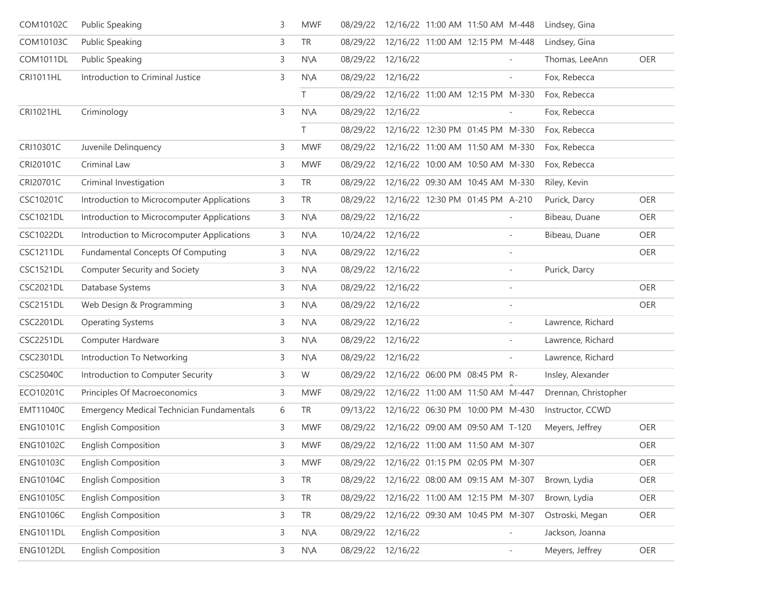| | | | | | | | | | | |
|---|---|---|---|---|---|---|---|---|---|---|
| COM10102C | Public Speaking | 3 | MWF | 08/29/22 | 12/16/22 | 11:00 AM | 11:50 AM | M-448 | Lindsey, Gina | |
| COM10103C | Public Speaking | 3 | TR | 08/29/22 | 12/16/22 | 11:00 AM | 12:15 PM | M-448 | Lindsey, Gina | |
| COM1011DL | Public Speaking | 3 | N\A | 08/29/22 | 12/16/22 | | | - | Thomas, LeeAnn | OER |
| CRI1011HL | Introduction to Criminal Justice | 3 | N\A | 08/29/22 | 12/16/22 | | | - | Fox, Rebecca | |
| | | | T | 08/29/22 | 12/16/22 | 11:00 AM | 12:15 PM | M-330 | Fox, Rebecca | |
| CRI1021HL | Criminology | 3 | N\A | 08/29/22 | 12/16/22 | | | - | Fox, Rebecca | |
| | | | T | 08/29/22 | 12/16/22 | 12:30 PM | 01:45 PM | M-330 | Fox, Rebecca | |
| CRI10301C | Juvenile Delinquency | 3 | MWF | 08/29/22 | 12/16/22 | 11:00 AM | 11:50 AM | M-330 | Fox, Rebecca | |
| CRI20101C | Criminal Law | 3 | MWF | 08/29/22 | 12/16/22 | 10:00 AM | 10:50 AM | M-330 | Fox, Rebecca | |
| CRI20701C | Criminal Investigation | 3 | TR | 08/29/22 | 12/16/22 | 09:30 AM | 10:45 AM | M-330 | Riley, Kevin | |
| CSC10201C | Introduction to Microcomputer Applications | 3 | TR | 08/29/22 | 12/16/22 | 12:30 PM | 01:45 PM | A-210 | Purick, Darcy | OER |
| CSC1021DL | Introduction to Microcomputer Applications | 3 | N\A | 08/29/22 | 12/16/22 | | | - | Bibeau, Duane | OER |
| CSC1022DL | Introduction to Microcomputer Applications | 3 | N\A | 10/24/22 | 12/16/22 | | | - | Bibeau, Duane | OER |
| CSC1211DL | Fundamental Concepts Of Computing | 3 | N\A | 08/29/22 | 12/16/22 | | | - | | OER |
| CSC1521DL | Computer Security and Society | 3 | N\A | 08/29/22 | 12/16/22 | | | - | Purick, Darcy | |
| CSC2021DL | Database Systems | 3 | N\A | 08/29/22 | 12/16/22 | | | - | | OER |
| CSC2151DL | Web Design & Programming | 3 | N\A | 08/29/22 | 12/16/22 | | | - | | OER |
| CSC2201DL | Operating Systems | 3 | N\A | 08/29/22 | 12/16/22 | | | - | Lawrence, Richard | |
| CSC2251DL | Computer Hardware | 3 | N\A | 08/29/22 | 12/16/22 | | | - | Lawrence, Richard | |
| CSC2301DL | Introduction To Networking | 3 | N\A | 08/29/22 | 12/16/22 | | | - | Lawrence, Richard | |
| CSC25040C | Introduction to Computer Security | 3 | W | 08/29/22 | 12/16/22 | 06:00 PM | 08:45 PM | R-- | Insley, Alexander | |
| ECO10201C | Principles Of Macroeconomics | 3 | MWF | 08/29/22 | 12/16/22 | 11:00 AM | 11:50 AM | M-447 | Drennan, Christopher | |
| EMT11040C | Emergency Medical Technician Fundamentals | 6 | TR | 09/13/22 | 12/16/22 | 06:30 PM | 10:00 PM | M-430 | Instructor, CCWD | |
| ENG10101C | English Composition | 3 | MWF | 08/29/22 | 12/16/22 | 09:00 AM | 09:50 AM | T-120 | Meyers, Jeffrey | OER |
| ENG10102C | English Composition | 3 | MWF | 08/29/22 | 12/16/22 | 11:00 AM | 11:50 AM | M-307 | | OER |
| ENG10103C | English Composition | 3 | MWF | 08/29/22 | 12/16/22 | 01:15 PM | 02:05 PM | M-307 | | OER |
| ENG10104C | English Composition | 3 | TR | 08/29/22 | 12/16/22 | 08:00 AM | 09:15 AM | M-307 | Brown, Lydia | OER |
| ENG10105C | English Composition | 3 | TR | 08/29/22 | 12/16/22 | 11:00 AM | 12:15 PM | M-307 | Brown, Lydia | OER |
| ENG10106C | English Composition | 3 | TR | 08/29/22 | 12/16/22 | 09:30 AM | 10:45 PM | M-307 | Ostroski, Megan | OER |
| ENG1011DL | English Composition | 3 | N\A | 08/29/22 | 12/16/22 | | | - | Jackson, Joanna | |
| ENG1012DL | English Composition | 3 | N\A | 08/29/22 | 12/16/22 | | | - | Meyers, Jeffrey | OER |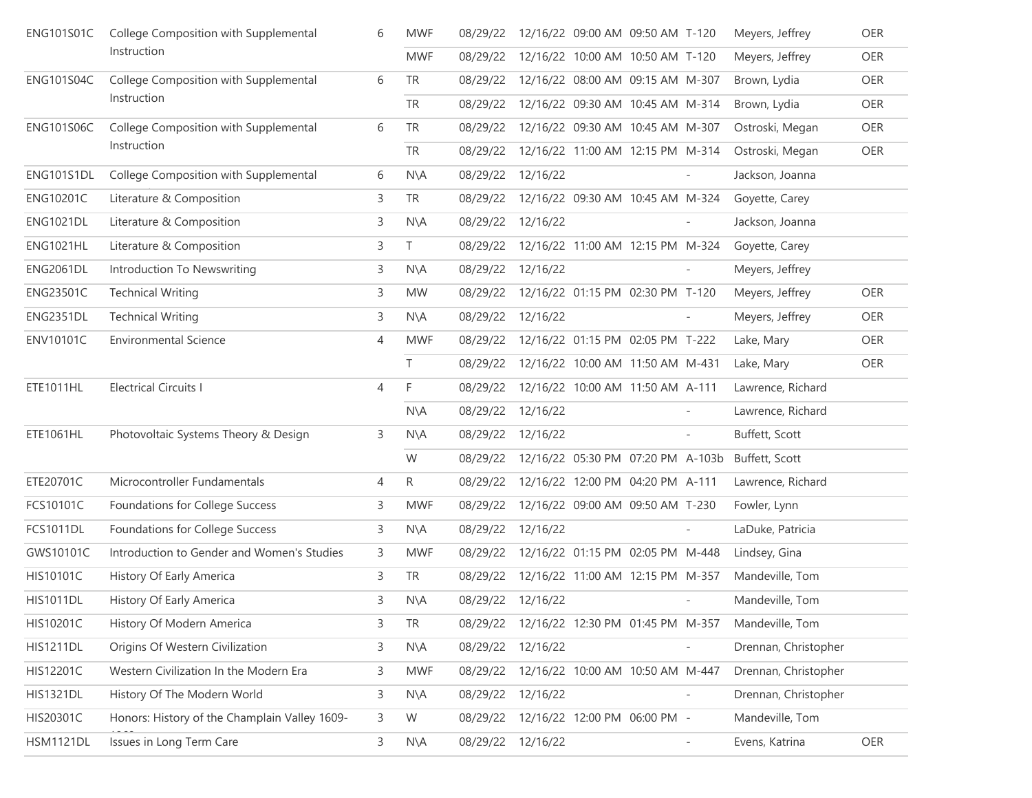| | | | | | | | | | | |
|---|---|---|---|---|---|---|---|---|---|---|
| ENG101S01C | College Composition with Supplemental Instruction | 6 | MWF | 08/29/22 | 12/16/22 | 09:00 AM | 09:50 AM | T-120 | Meyers, Jeffrey | OER |
| | | | MWF | 08/29/22 | 12/16/22 | 10:00 AM | 10:50 AM | T-120 | Meyers, Jeffrey | OER |
| ENG101S04C | College Composition with Supplemental Instruction | 6 | TR | 08/29/22 | 12/16/22 | 08:00 AM | 09:15 AM | M-307 | Brown, Lydia | OER |
| | | | TR | 08/29/22 | 12/16/22 | 09:30 AM | 10:45 AM | M-314 | Brown, Lydia | OER |
| ENG101S06C | College Composition with Supplemental Instruction | 6 | TR | 08/29/22 | 12/16/22 | 09:30 AM | 10:45 AM | M-307 | Ostroski, Megan | OER |
| | | | TR | 08/29/22 | 12/16/22 | 11:00 AM | 12:15 PM | M-314 | Ostroski, Megan | OER |
| ENG101S1DL | College Composition with Supplemental | 6 | N\A | 08/29/22 | 12/16/22 | | | - | Jackson, Joanna | |
| ENG10201C | Literature & Composition | 3 | TR | 08/29/22 | 12/16/22 | 09:30 AM | 10:45 AM | M-324 | Goyette, Carey | |
| ENG1021DL | Literature & Composition | 3 | N\A | 08/29/22 | 12/16/22 | | | - | Jackson, Joanna | |
| ENG1021HL | Literature & Composition | 3 | T | 08/29/22 | 12/16/22 | 11:00 AM | 12:15 PM | M-324 | Goyette, Carey | |
| ENG2061DL | Introduction To Newswriting | 3 | N\A | 08/29/22 | 12/16/22 | | | - | Meyers, Jeffrey | |
| ENG23501C | Technical Writing | 3 | MW | 08/29/22 | 12/16/22 | 01:15 PM | 02:30 PM | T-120 | Meyers, Jeffrey | OER |
| ENG2351DL | Technical Writing | 3 | N\A | 08/29/22 | 12/16/22 | | | - | Meyers, Jeffrey | OER |
| ENV10101C | Environmental Science | 4 | MWF | 08/29/22 | 12/16/22 | 01:15 PM | 02:05 PM | T-222 | Lake, Mary | OER |
| | | | T | 08/29/22 | 12/16/22 | 10:00 AM | 11:50 AM | M-431 | Lake, Mary | OER |
| ETE1011HL | Electrical Circuits I | 4 | F | 08/29/22 | 12/16/22 | 10:00 AM | 11:50 AM | A-111 | Lawrence, Richard | |
| | | | N\A | 08/29/22 | 12/16/22 | | | - | Lawrence, Richard | |
| ETE1061HL | Photovoltaic Systems Theory & Design | 3 | N\A | 08/29/22 | 12/16/22 | | | - | Buffett, Scott | |
| | | | W | 08/29/22 | 12/16/22 | 05:30 PM | 07:20 PM | A-103b | Buffett, Scott | |
| ETE20701C | Microcontroller Fundamentals | 4 | R | 08/29/22 | 12/16/22 | 12:00 PM | 04:20 PM | A-111 | Lawrence, Richard | |
| FCS10101C | Foundations for College Success | 3 | MWF | 08/29/22 | 12/16/22 | 09:00 AM | 09:50 AM | T-230 | Fowler, Lynn | |
| FCS1011DL | Foundations for College Success | 3 | N\A | 08/29/22 | 12/16/22 | | | - | LaDuke, Patricia | |
| GWS10101C | Introduction to Gender and Women's Studies | 3 | MWF | 08/29/22 | 12/16/22 | 01:15 PM | 02:05 PM | M-448 | Lindsey, Gina | |
| HIS10101C | History Of Early America | 3 | TR | 08/29/22 | 12/16/22 | 11:00 AM | 12:15 PM | M-357 | Mandeville, Tom | |
| HIS1011DL | History Of Early America | 3 | N\A | 08/29/22 | 12/16/22 | | | - | Mandeville, Tom | |
| HIS10201C | History Of Modern America | 3 | TR | 08/29/22 | 12/16/22 | 12:30 PM | 01:45 PM | M-357 | Mandeville, Tom | |
| HIS1211DL | Origins Of Western Civilization | 3 | N\A | 08/29/22 | 12/16/22 | | | - | Drennan, Christopher | |
| HIS12201C | Western Civilization In the Modern Era | 3 | MWF | 08/29/22 | 12/16/22 | 10:00 AM | 10:50 AM | M-447 | Drennan, Christopher | |
| HIS1321DL | History Of The Modern World | 3 | N\A | 08/29/22 | 12/16/22 | | | - | Drennan, Christopher | |
| HIS20301C | Honors: History of the Champlain Valley 1609- | 3 | W | 08/29/22 | 12/16/22 | 12:00 PM | 06:00 PM | - | Mandeville, Tom | |
| HSM1121DL | Issues in Long Term Care | 3 | N\A | 08/29/22 | 12/16/22 | | | - | Evens, Katrina | OER |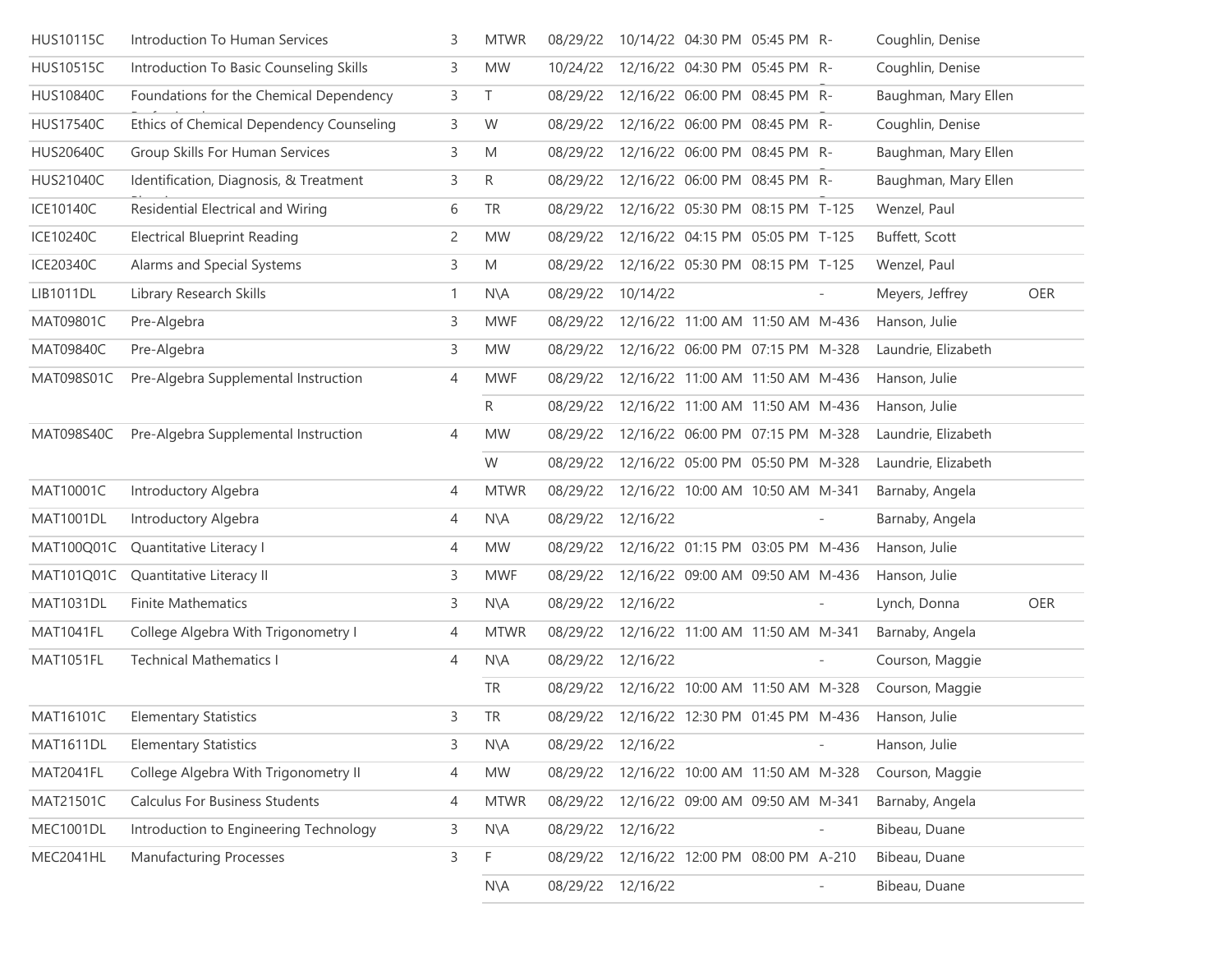| | | | | | | | | | | |
|---|---|---|---|---|---|---|---|---|---|---|
| HUS10115C | Introduction To Human Services | 3 | MTWR | 08/29/22 | 10/14/22 | 04:30 PM | 05:45 PM | R- | Coughlin, Denise | |
| HUS10515C | Introduction To Basic Counseling Skills | 3 | MW | 10/24/22 | 12/16/22 | 04:30 PM | 05:45 PM | R- | Coughlin, Denise | |
| HUS10840C | Foundations for the Chemical Dependency | 3 | T | 08/29/22 | 12/16/22 | 06:00 PM | 08:45 PM | R- | Baughman, Mary Ellen | |
| HUS17540C | Ethics of Chemical Dependency Counseling | 3 | W | 08/29/22 | 12/16/22 | 06:00 PM | 08:45 PM | R- | Coughlin, Denise | |
| HUS20640C | Group Skills For Human Services | 3 | M | 08/29/22 | 12/16/22 | 06:00 PM | 08:45 PM | R- | Baughman, Mary Ellen | |
| HUS21040C | Identification, Diagnosis, & Treatment | 3 | R | 08/29/22 | 12/16/22 | 06:00 PM | 08:45 PM | R- | Baughman, Mary Ellen | |
| ICE10140C | Residential Electrical and Wiring | 6 | TR | 08/29/22 | 12/16/22 | 05:30 PM | 08:15 PM | T-125 | Wenzel, Paul | |
| ICE10240C | Electrical Blueprint Reading | 2 | MW | 08/29/22 | 12/16/22 | 04:15 PM | 05:05 PM | T-125 | Buffett, Scott | |
| ICE20340C | Alarms and Special Systems | 3 | M | 08/29/22 | 12/16/22 | 05:30 PM | 08:15 PM | T-125 | Wenzel, Paul | |
| LIB1011DL | Library Research Skills | 1 | N\A | 08/29/22 | 10/14/22 | | | - | Meyers, Jeffrey | OER |
| MAT09801C | Pre-Algebra | 3 | MWF | 08/29/22 | 12/16/22 | 11:00 AM | 11:50 AM | M-436 | Hanson, Julie | |
| MAT09840C | Pre-Algebra | 3 | MW | 08/29/22 | 12/16/22 | 06:00 PM | 07:15 PM | M-328 | Laundrie, Elizabeth | |
| MAT098S01C | Pre-Algebra Supplemental Instruction | 4 | MWF | 08/29/22 | 12/16/22 | 11:00 AM | 11:50 AM | M-436 | Hanson, Julie | |
| | | | R | 08/29/22 | 12/16/22 | 11:00 AM | 11:50 AM | M-436 | Hanson, Julie | |
| MAT098S40C | Pre-Algebra Supplemental Instruction | 4 | MW | 08/29/22 | 12/16/22 | 06:00 PM | 07:15 PM | M-328 | Laundrie, Elizabeth | |
| | | | W | 08/29/22 | 12/16/22 | 05:00 PM | 05:50 PM | M-328 | Laundrie, Elizabeth | |
| MAT10001C | Introductory Algebra | 4 | MTWR | 08/29/22 | 12/16/22 | 10:00 AM | 10:50 AM | M-341 | Barnaby, Angela | |
| MAT1001DL | Introductory Algebra | 4 | N\A | 08/29/22 | 12/16/22 | | | - | Barnaby, Angela | |
| MAT100Q01C | Quantitative Literacy I | 4 | MW | 08/29/22 | 12/16/22 | 01:15 PM | 03:05 PM | M-436 | Hanson, Julie | |
| MAT101Q01C | Quantitative Literacy II | 3 | MWF | 08/29/22 | 12/16/22 | 09:00 AM | 09:50 AM | M-436 | Hanson, Julie | |
| MAT1031DL | Finite Mathematics | 3 | N\A | 08/29/22 | 12/16/22 | | | - | Lynch, Donna | OER |
| MAT1041FL | College Algebra With Trigonometry I | 4 | MTWR | 08/29/22 | 12/16/22 | 11:00 AM | 11:50 AM | M-341 | Barnaby, Angela | |
| MAT1051FL | Technical Mathematics I | 4 | N\A | 08/29/22 | 12/16/22 | | | - | Courson, Maggie | |
| | | | TR | 08/29/22 | 12/16/22 | 10:00 AM | 11:50 AM | M-328 | Courson, Maggie | |
| MAT16101C | Elementary Statistics | 3 | TR | 08/29/22 | 12/16/22 | 12:30 PM | 01:45 PM | M-436 | Hanson, Julie | |
| MAT1611DL | Elementary Statistics | 3 | N\A | 08/29/22 | 12/16/22 | | | - | Hanson, Julie | |
| MAT2041FL | College Algebra With Trigonometry II | 4 | MW | 08/29/22 | 12/16/22 | 10:00 AM | 11:50 AM | M-328 | Courson, Maggie | |
| MAT21501C | Calculus For Business Students | 4 | MTWR | 08/29/22 | 12/16/22 | 09:00 AM | 09:50 AM | M-341 | Barnaby, Angela | |
| MEC1001DL | Introduction to Engineering Technology | 3 | N\A | 08/29/22 | 12/16/22 | | | - | Bibeau, Duane | |
| MEC2041HL | Manufacturing Processes | 3 | F | 08/29/22 | 12/16/22 | 12:00 PM | 08:00 PM | A-210 | Bibeau, Duane | |
| | | | N\A | 08/29/22 | 12/16/22 | | | - | Bibeau, Duane | |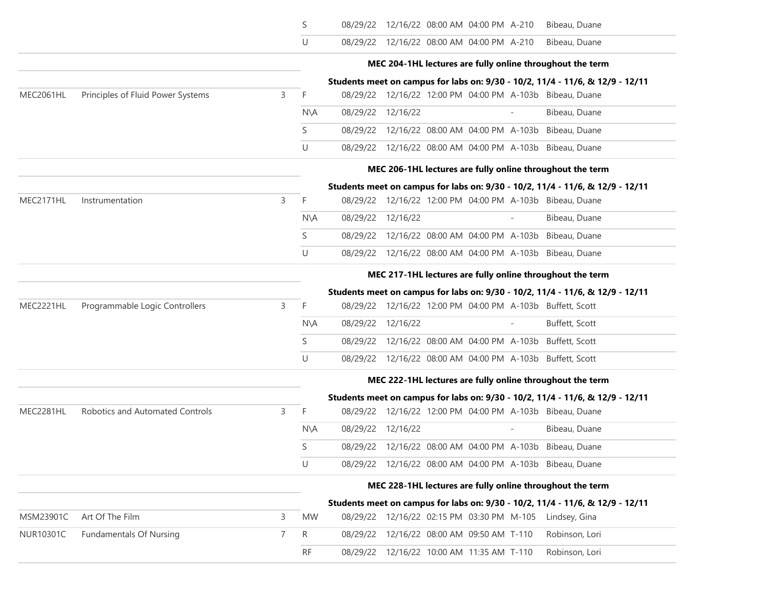| Course | Title | Credits | Days | Start Date | End Date | Start Time | End Time | Room | Instructor |
|---|---|---|---|---|---|---|---|---|---|
| | | | S | 08/29/22 | 12/16/22 | 08:00 AM | 04:00 PM | A-210 | Bibeau, Duane |
| | | | U | 08/29/22 | 12/16/22 | 08:00 AM | 04:00 PM | A-210 | Bibeau, Duane |
| | | | **MEC 204-1HL lectures are fully online throughout the term** | | | | | | |
| | | | **Students meet on campus for labs on: 9/30 - 10/2, 11/4 - 11/6, & 12/9 - 12/11** | | | | | | |
| MEC2061HL | Principles of Fluid Power Systems | 3 | F | 08/29/22 | 12/16/22 | 12:00 PM | 04:00 PM | A-103b | Bibeau, Duane |
| | | | N\A | 08/29/22 | 12/16/22 | | | - | Bibeau, Duane |
| | | | S | 08/29/22 | 12/16/22 | 08:00 AM | 04:00 PM | A-103b | Bibeau, Duane |
| | | | U | 08/29/22 | 12/16/22 | 08:00 AM | 04:00 PM | A-103b | Bibeau, Duane |
| | | | **MEC 206-1HL lectures are fully online throughout the term** | | | | | | |
| | | | **Students meet on campus for labs on: 9/30 - 10/2, 11/4 - 11/6, & 12/9 - 12/11** | | | | | | |
| MEC2171HL | Instrumentation | 3 | F | 08/29/22 | 12/16/22 | 12:00 PM | 04:00 PM | A-103b | Bibeau, Duane |
| | | | N\A | 08/29/22 | 12/16/22 | | | - | Bibeau, Duane |
| | | | S | 08/29/22 | 12/16/22 | 08:00 AM | 04:00 PM | A-103b | Bibeau, Duane |
| | | | U | 08/29/22 | 12/16/22 | 08:00 AM | 04:00 PM | A-103b | Bibeau, Duane |
| | | | **MEC 217-1HL lectures are fully online throughout the term** | | | | | | |
| | | | **Students meet on campus for labs on: 9/30 - 10/2, 11/4 - 11/6, & 12/9 - 12/11** | | | | | | |
| MEC2221HL | Programmable Logic Controllers | 3 | F | 08/29/22 | 12/16/22 | 12:00 PM | 04:00 PM | A-103b | Buffett, Scott |
| | | | N\A | 08/29/22 | 12/16/22 | | | - | Buffett, Scott |
| | | | S | 08/29/22 | 12/16/22 | 08:00 AM | 04:00 PM | A-103b | Buffett, Scott |
| | | | U | 08/29/22 | 12/16/22 | 08:00 AM | 04:00 PM | A-103b | Buffett, Scott |
| | | | **MEC 222-1HL lectures are fully online throughout the term** | | | | | | |
| | | | **Students meet on campus for labs on: 9/30 - 10/2, 11/4 - 11/6, & 12/9 - 12/11** | | | | | | |
| MEC2281HL | Robotics and Automated Controls | 3 | F | 08/29/22 | 12/16/22 | 12:00 PM | 04:00 PM | A-103b | Bibeau, Duane |
| | | | N\A | 08/29/22 | 12/16/22 | | | - | Bibeau, Duane |
| | | | S | 08/29/22 | 12/16/22 | 08:00 AM | 04:00 PM | A-103b | Bibeau, Duane |
| | | | U | 08/29/22 | 12/16/22 | 08:00 AM | 04:00 PM | A-103b | Bibeau, Duane |
| | | | **MEC 228-1HL lectures are fully online throughout the term** | | | | | | |
| | | | **Students meet on campus for labs on: 9/30 - 10/2, 11/4 - 11/6, & 12/9 - 12/11** | | | | | | |
| MSM23901C | Art Of The Film | 3 | MW | 08/29/22 | 12/16/22 | 02:15 PM | 03:30 PM | M-105 | Lindsey, Gina |
| NUR10301C | Fundamentals Of Nursing | 7 | R | 08/29/22 | 12/16/22 | 08:00 AM | 09:50 AM | T-110 | Robinson, Lori |
| | | | RF | 08/29/22 | 12/16/22 | 10:00 AM | 11:35 AM | T-110 | Robinson, Lori |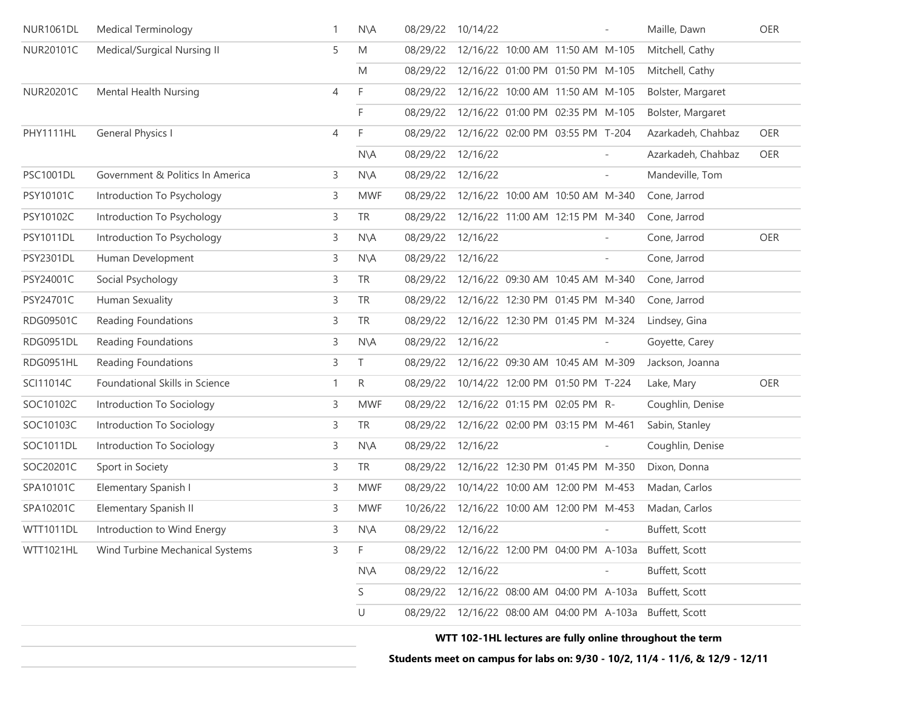| | | | | | | | | | | |
|---|---|---|---|---|---|---|---|---|---|---|
| NUR1061DL | Medical Terminology | 1 | N\A | 08/29/22 | 10/14/22 | | | - | Maille, Dawn | OER |
| NUR20101C | Medical/Surgical Nursing II | 5 | M | 08/29/22 | 12/16/22 | 10:00 AM | 11:50 AM | M-105 | Mitchell, Cathy | |
| | | | M | 08/29/22 | 12/16/22 | 01:00 PM | 01:50 PM | M-105 | Mitchell, Cathy | |
| NUR20201C | Mental Health Nursing | 4 | F | 08/29/22 | 12/16/22 | 10:00 AM | 11:50 AM | M-105 | Bolster, Margaret | |
| | | | F | 08/29/22 | 12/16/22 | 01:00 PM | 02:35 PM | M-105 | Bolster, Margaret | |
| PHY1111HL | General Physics I | 4 | F | 08/29/22 | 12/16/22 | 02:00 PM | 03:55 PM | T-204 | Azarkadeh, Chahbaz | OER |
| | | | N\A | 08/29/22 | 12/16/22 | | | - | Azarkadeh, Chahbaz | OER |
| PSC1001DL | Government & Politics In America | 3 | N\A | 08/29/22 | 12/16/22 | | | - | Mandeville, Tom | |
| PSY10101C | Introduction To Psychology | 3 | MWF | 08/29/22 | 12/16/22 | 10:00 AM | 10:50 AM | M-340 | Cone, Jarrod | |
| PSY10102C | Introduction To Psychology | 3 | TR | 08/29/22 | 12/16/22 | 11:00 AM | 12:15 PM | M-340 | Cone, Jarrod | |
| PSY1011DL | Introduction To Psychology | 3 | N\A | 08/29/22 | 12/16/22 | | | - | Cone, Jarrod | OER |
| PSY2301DL | Human Development | 3 | N\A | 08/29/22 | 12/16/22 | | | - | Cone, Jarrod | |
| PSY24001C | Social Psychology | 3 | TR | 08/29/22 | 12/16/22 | 09:30 AM | 10:45 AM | M-340 | Cone, Jarrod | |
| PSY24701C | Human Sexuality | 3 | TR | 08/29/22 | 12/16/22 | 12:30 PM | 01:45 PM | M-340 | Cone, Jarrod | |
| RDG09501C | Reading Foundations | 3 | TR | 08/29/22 | 12/16/22 | 12:30 PM | 01:45 PM | M-324 | Lindsey, Gina | |
| RDG0951DL | Reading Foundations | 3 | N\A | 08/29/22 | 12/16/22 | | | - | Goyette, Carey | |
| RDG0951HL | Reading Foundations | 3 | T | 08/29/22 | 12/16/22 | 09:30 AM | 10:45 AM | M-309 | Jackson, Joanna | |
| SCI11014C | Foundational Skills in Science | 1 | R | 08/29/22 | 10/14/22 | 12:00 PM | 01:50 PM | T-224 | Lake, Mary | OER |
| SOC10102C | Introduction To Sociology | 3 | MWF | 08/29/22 | 12/16/22 | 01:15 PM | 02:05 PM | R- | Coughlin, Denise | |
| SOC10103C | Introduction To Sociology | 3 | TR | 08/29/22 | 12/16/22 | 02:00 PM | 03:15 PM | M-461 | Sabin, Stanley | |
| SOC1011DL | Introduction To Sociology | 3 | N\A | 08/29/22 | 12/16/22 | | | - | Coughlin, Denise | |
| SOC20201C | Sport in Society | 3 | TR | 08/29/22 | 12/16/22 | 12:30 PM | 01:45 PM | M-350 | Dixon, Donna | |
| SPA10101C | Elementary Spanish I | 3 | MWF | 08/29/22 | 10/14/22 | 10:00 AM | 12:00 PM | M-453 | Madan, Carlos | |
| SPA10201C | Elementary Spanish II | 3 | MWF | 10/26/22 | 12/16/22 | 10:00 AM | 12:00 PM | M-453 | Madan, Carlos | |
| WTT1011DL | Introduction to Wind Energy | 3 | N\A | 08/29/22 | 12/16/22 | | | - | Buffett, Scott | |
| WTT1021HL | Wind Turbine Mechanical Systems | 3 | F | 08/29/22 | 12/16/22 | 12:00 PM | 04:00 PM | A-103a | Buffett, Scott | |
| | | | N\A | 08/29/22 | 12/16/22 | | | - | Buffett, Scott | |
| | | | S | 08/29/22 | 12/16/22 | 08:00 AM | 04:00 PM | A-103a | Buffett, Scott | |
| | | | U | 08/29/22 | 12/16/22 | 08:00 AM | 04:00 PM | A-103a | Buffett, Scott | |

**WTT 102-1HL lectures are fully online throughout the term**

**Students meet on campus for labs on: 9/30 - 10/2, 11/4 - 11/6, & 12/9 - 12/11**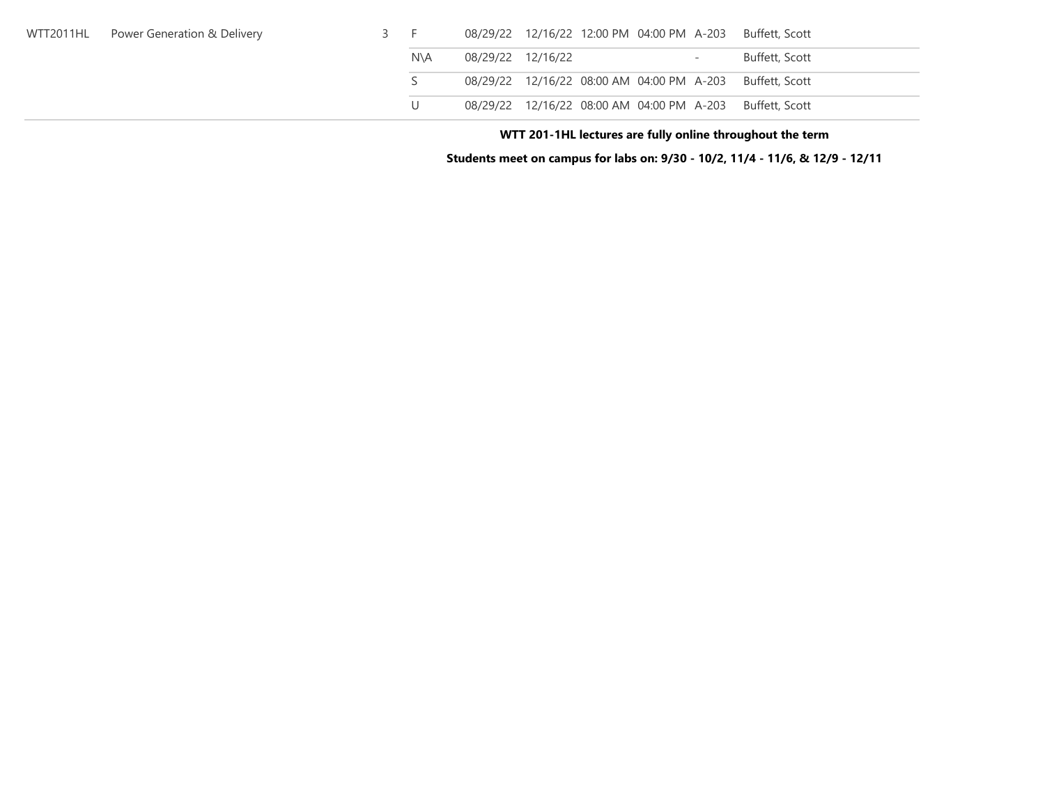| | | | | | | | | | |
|---|---|---|---|---|---|---|---|---|---|
| WTT2011HL | Power Generation & Delivery | 3 | F | 08/29/22 | 12/16/22 | 12:00 PM | 04:00 PM | A-203 | Buffett, Scott |
| | | | N\A | 08/29/22 | 12/16/22 | | | - | Buffett, Scott |
| | | | S | 08/29/22 | 12/16/22 | 08:00 AM | 04:00 PM | A-203 | Buffett, Scott |
| | | | U | 08/29/22 | 12/16/22 | 08:00 AM | 04:00 PM | A-203 | Buffett, Scott |

**WTT 201-1HL lectures are fully online throughout the term**

**Students meet on campus for labs on: 9/30 - 10/2, 11/4 - 11/6, & 12/9 - 12/11**